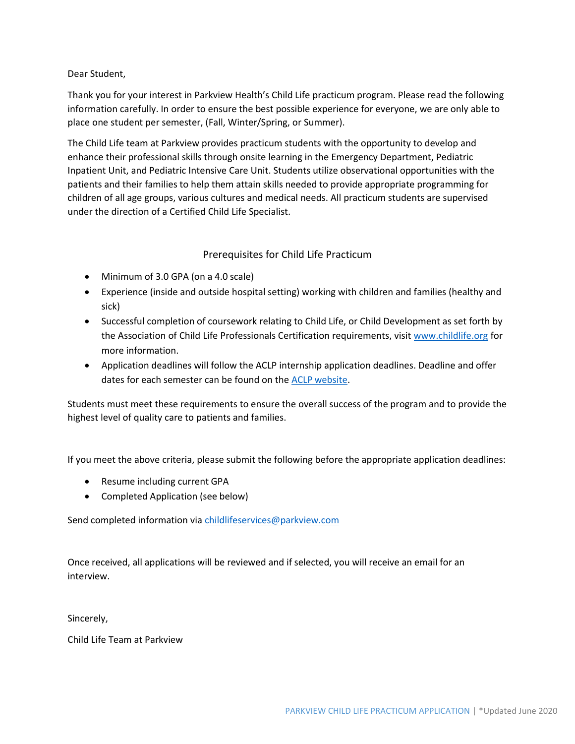Dear Student,

Thank you for your interest in Parkview Health's Child Life practicum program. Please read the following information carefully. In order to ensure the best possible experience for everyone, we are only able to place one student per semester, (Fall, Winter/Spring, or Summer).

The Child Life team at Parkview provides practicum students with the opportunity to develop and enhance their professional skills through onsite learning in the Emergency Department, Pediatric Inpatient Unit, and Pediatric Intensive Care Unit. Students utilize observational opportunities with the patients and their families to help them attain skills needed to provide appropriate programming for children of all age groups, various cultures and medical needs. All practicum students are supervised under the direction of a Certified Child Life Specialist.

## Prerequisites for Child Life Practicum

- Minimum of 3.0 GPA (on a 4.0 scale)
- Experience (inside and outside hospital setting) working with children and families (healthy and sick)
- Successful completion of coursework relating to Child Life, or Child Development as set forth by the Association of Child Life Professionals Certification requirements, visit www.childlife.org for more information.
- Application deadlines will follow the ACLP internship application deadlines. Deadline and offer dates for each semester can be found on the ACLP website.

Students must meet these requirements to ensure the overall success of the program and to provide the highest level of quality care to patients and families.

If you meet the above criteria, please submit the following before the appropriate application deadlines:

- Resume including current GPA
- Completed Application (see below)

Send completed information via childlifeservices@parkview.com

Once received, all applications will be reviewed and if selected, you will receive an email for an interview.

Sincerely,

Child Life Team at Parkview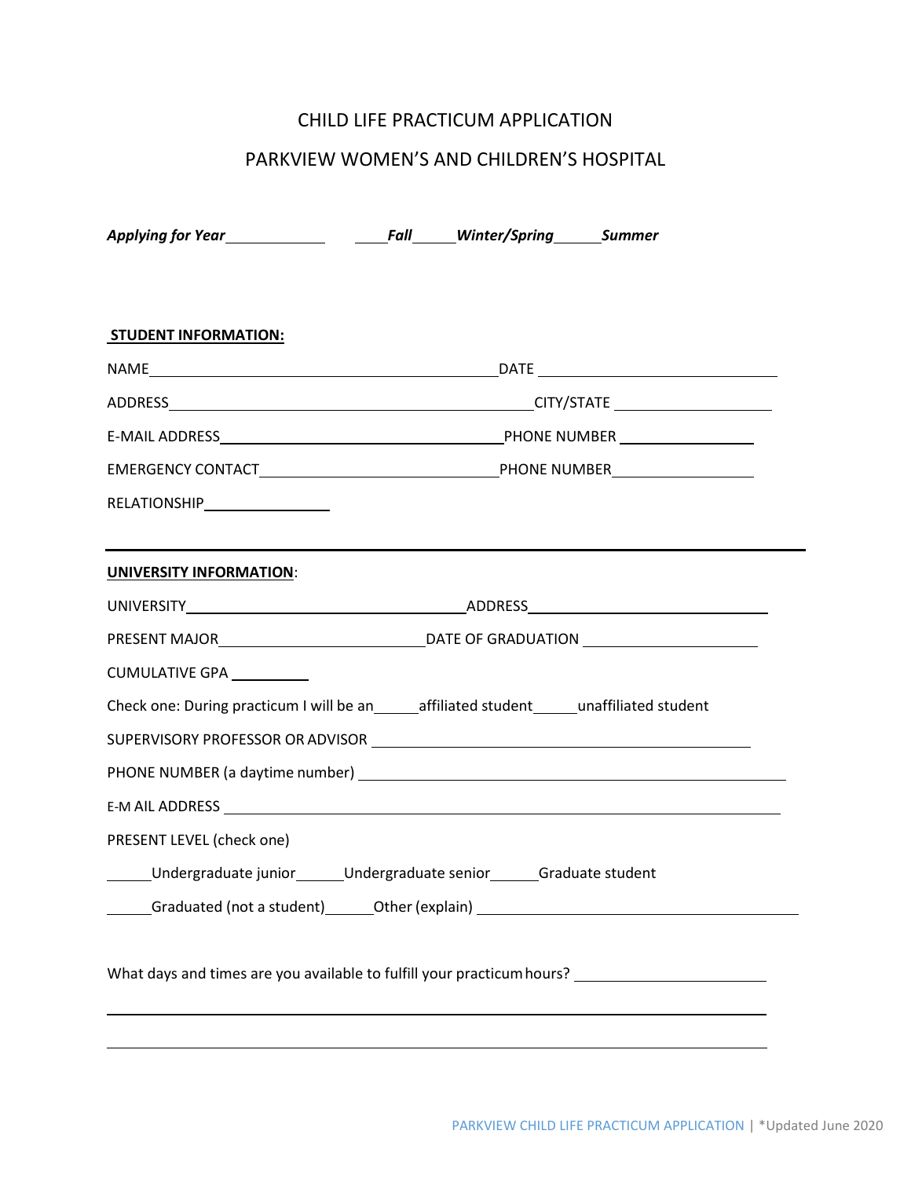# CHILD LIFE PRACTICUM APPLICATION

## PARKVIEW WOMEN'S AND CHILDREN'S HOSPITAL

***Applying for Year*** ____________ ____***Fall***_____***Winter/Spring***______***Summer***

**STUDENT INFORMATION:**

NAME ______________________________________________ DATE ______________________________

ADDRESS ______________________________________________ CITY/STATE ____________________

E-MAIL ADDRESS ____________________________________ PHONE NUMBER _________________

EMERGENCY CONTACT ______________________________ PHONE NUMBER _________________

RELATIONSHIP ________________

---

**UNIVERSITY INFORMATION**:

UNIVERSITY ___________________________________ ADDRESS ______________________________

PRESENT MAJOR __________________________ DATE OF GRADUATION ______________________

CUMULATIVE GPA __________

Check one: During practicum I will be an______affiliated student______unaffiliated student

SUPERVISORY PROFESSOR OR ADVISOR ________________________________________________

PHONE NUMBER (a daytime number) __________________________________________________

E-M AIL ADDRESS _________________________________________________________________

PRESENT LEVEL (check one)

______Undergraduate junior______Undergraduate senior______Graduate student

______Graduated (not a student)______Other (explain) ___________________________________

What days and times are you available to fulfill your practicum hours? _________________________

______________________________________________________________________________

______________________________________________________________________________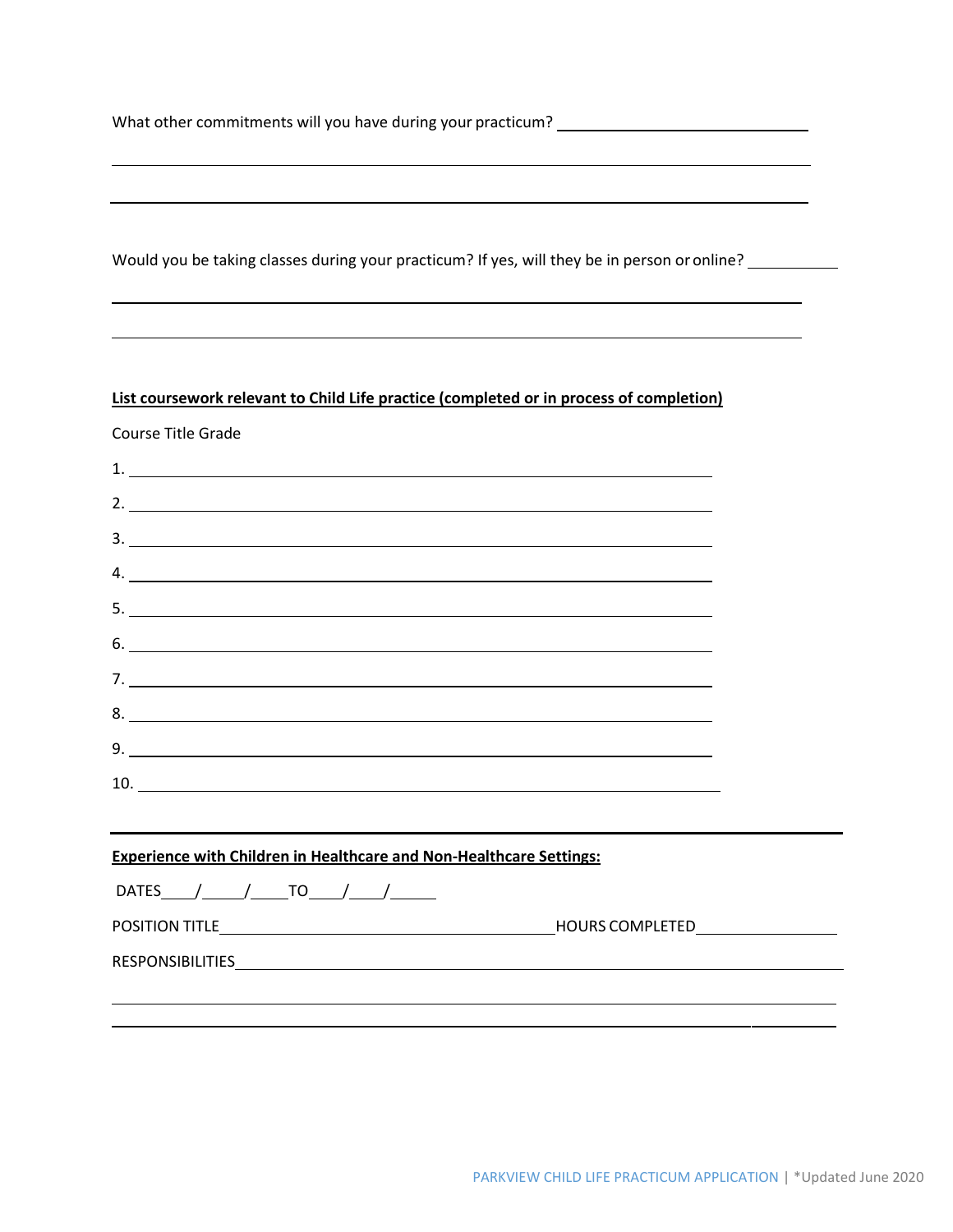What other commitments will you have during your practicum? \_\_\_\_\_\_\_\_\_\_\_\_\_\_\_\_\_\_\_\_\_\_\_\_\_\_\_\_\_\_

\_\_\_\_\_\_\_\_\_\_\_\_\_\_\_\_\_\_\_\_\_\_\_\_\_\_\_\_\_\_\_\_\_\_\_\_\_\_\_\_\_\_\_\_\_\_\_\_\_\_\_\_\_\_\_\_\_\_\_\_\_\_\_\_\_\_\_\_\_\_\_\_\_\_\_\_\_\_

\_\_\_\_\_\_\_\_\_\_\_\_\_\_\_\_\_\_\_\_\_\_\_\_\_\_\_\_\_\_\_\_\_\_\_\_\_\_\_\_\_\_\_\_\_\_\_\_\_\_\_\_\_\_\_\_\_\_\_\_\_\_\_\_\_\_\_\_\_\_\_\_\_\_\_\_\_\_

Would you be taking classes during your practicum? If yes, will they be in person or online? \_\_\_\_\_\_\_\_\_\_

\_\_\_\_\_\_\_\_\_\_\_\_\_\_\_\_\_\_\_\_\_\_\_\_\_\_\_\_\_\_\_\_\_\_\_\_\_\_\_\_\_\_\_\_\_\_\_\_\_\_\_\_\_\_\_\_\_\_\_\_\_\_\_\_\_\_\_\_\_\_\_\_\_\_\_\_\_\_

\_\_\_\_\_\_\_\_\_\_\_\_\_\_\_\_\_\_\_\_\_\_\_\_\_\_\_\_\_\_\_\_\_\_\_\_\_\_\_\_\_\_\_\_\_\_\_\_\_\_\_\_\_\_\_\_\_\_\_\_\_\_\_\_\_\_\_\_\_\_\_\_\_\_\_\_\_\_

**List coursework relevant to Child Life practice (completed or in process of completion)**

Course Title Grade

1. \_\_\_\_\_\_\_\_\_\_\_\_\_\_\_\_\_\_\_\_\_\_\_\_\_\_\_\_\_\_\_\_\_\_\_\_\_\_\_\_\_\_\_\_\_\_\_\_\_\_\_\_\_\_\_\_\_\_\_\_\_\_\_\_\_\_
2. \_\_\_\_\_\_\_\_\_\_\_\_\_\_\_\_\_\_\_\_\_\_\_\_\_\_\_\_\_\_\_\_\_\_\_\_\_\_\_\_\_\_\_\_\_\_\_\_\_\_\_\_\_\_\_\_\_\_\_\_\_\_\_\_\_\_
3. \_\_\_\_\_\_\_\_\_\_\_\_\_\_\_\_\_\_\_\_\_\_\_\_\_\_\_\_\_\_\_\_\_\_\_\_\_\_\_\_\_\_\_\_\_\_\_\_\_\_\_\_\_\_\_\_\_\_\_\_\_\_\_\_\_\_
4. \_\_\_\_\_\_\_\_\_\_\_\_\_\_\_\_\_\_\_\_\_\_\_\_\_\_\_\_\_\_\_\_\_\_\_\_\_\_\_\_\_\_\_\_\_\_\_\_\_\_\_\_\_\_\_\_\_\_\_\_\_\_\_\_\_\_
5. \_\_\_\_\_\_\_\_\_\_\_\_\_\_\_\_\_\_\_\_\_\_\_\_\_\_\_\_\_\_\_\_\_\_\_\_\_\_\_\_\_\_\_\_\_\_\_\_\_\_\_\_\_\_\_\_\_\_\_\_\_\_\_\_\_\_
6. \_\_\_\_\_\_\_\_\_\_\_\_\_\_\_\_\_\_\_\_\_\_\_\_\_\_\_\_\_\_\_\_\_\_\_\_\_\_\_\_\_\_\_\_\_\_\_\_\_\_\_\_\_\_\_\_\_\_\_\_\_\_\_\_\_\_
7. \_\_\_\_\_\_\_\_\_\_\_\_\_\_\_\_\_\_\_\_\_\_\_\_\_\_\_\_\_\_\_\_\_\_\_\_\_\_\_\_\_\_\_\_\_\_\_\_\_\_\_\_\_\_\_\_\_\_\_\_\_\_\_\_\_\_
8. \_\_\_\_\_\_\_\_\_\_\_\_\_\_\_\_\_\_\_\_\_\_\_\_\_\_\_\_\_\_\_\_\_\_\_\_\_\_\_\_\_\_\_\_\_\_\_\_\_\_\_\_\_\_\_\_\_\_\_\_\_\_\_\_\_\_
9. \_\_\_\_\_\_\_\_\_\_\_\_\_\_\_\_\_\_\_\_\_\_\_\_\_\_\_\_\_\_\_\_\_\_\_\_\_\_\_\_\_\_\_\_\_\_\_\_\_\_\_\_\_\_\_\_\_\_\_\_\_\_\_\_\_\_
10. \_\_\_\_\_\_\_\_\_\_\_\_\_\_\_\_\_\_\_\_\_\_\_\_\_\_\_\_\_\_\_\_\_\_\_\_\_\_\_\_\_\_\_\_\_\_\_\_\_\_\_\_\_\_\_\_\_\_\_\_\_\_\_\_\_\_

---

**Experience with Children in Healthcare and Non-Healthcare Settings:**

DATES\_\_\_\_/\_\_\_\_\_/\_\_\_\_\_TO\_\_\_\_/\_\_\_\_/\_\_\_\_\_\_

POSITION TITLE\_\_\_\_\_\_\_\_\_\_\_\_\_\_\_\_\_\_\_\_\_\_\_\_\_\_\_\_\_\_\_\_\_\_\_\_\_\_\_\_HOURS COMPLETED\_\_\_\_\_\_\_\_\_\_\_\_\_\_\_\_

RESPONSIBILITIES\_\_\_\_\_\_\_\_\_\_\_\_\_\_\_\_\_\_\_\_\_\_\_\_\_\_\_\_\_\_\_\_\_\_\_\_\_\_\_\_\_\_\_\_\_\_\_\_\_\_\_\_\_\_\_\_\_\_\_\_\_\_\_\_\_\_\_\_

\_\_\_\_\_\_\_\_\_\_\_\_\_\_\_\_\_\_\_\_\_\_\_\_\_\_\_\_\_\_\_\_\_\_\_\_\_\_\_\_\_\_\_\_\_\_\_\_\_\_\_\_\_\_\_\_\_\_\_\_\_\_\_\_\_\_\_\_\_\_\_\_\_\_\_\_\_\_

\_\_\_\_\_\_\_\_\_\_\_\_\_\_\_\_\_\_\_\_\_\_\_\_\_\_\_\_\_\_\_\_\_\_\_\_\_\_\_\_\_\_\_\_\_\_\_\_\_\_\_\_\_\_\_\_\_\_\_\_\_\_\_\_\_\_\_\_\_\_\_\_\_\_\_\_\_\_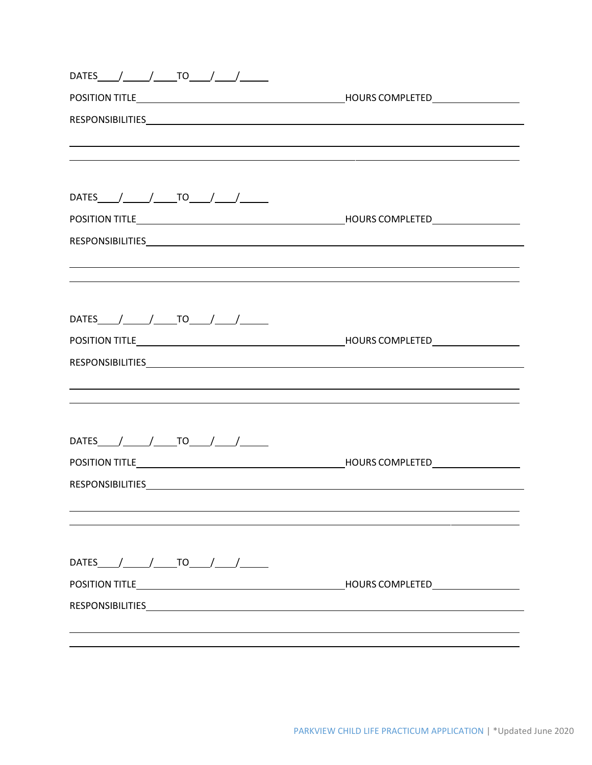DATES____/_____/_____TO____/____/______

POSITION TITLE_____________________________________________HOURS COMPLETED__________________

RESPONSIBILITIES_____________________________________________________________________________

_____________________________________________________________________________________________

_____________________________________________________________________________________________

DATES____/_____/_____TO____/____/______

POSITION TITLE_____________________________________________HOURS COMPLETED__________________

RESPONSIBILITIES_____________________________________________________________________________

_____________________________________________________________________________________________

_____________________________________________________________________________________________

DATES____/_____/_____TO____/____/______

POSITION TITLE_____________________________________________HOURS COMPLETED__________________

RESPONSIBILITIES_____________________________________________________________________________

_____________________________________________________________________________________________

_____________________________________________________________________________________________

DATES____/_____/_____TO____/____/______

POSITION TITLE_____________________________________________HOURS COMPLETED__________________

RESPONSIBILITIES_____________________________________________________________________________

_____________________________________________________________________________________________

_____________________________________________________________________________________________

DATES____/_____/_____TO____/____/______

POSITION TITLE_____________________________________________HOURS COMPLETED__________________

RESPONSIBILITIES_____________________________________________________________________________

_____________________________________________________________________________________________

_____________________________________________________________________________________________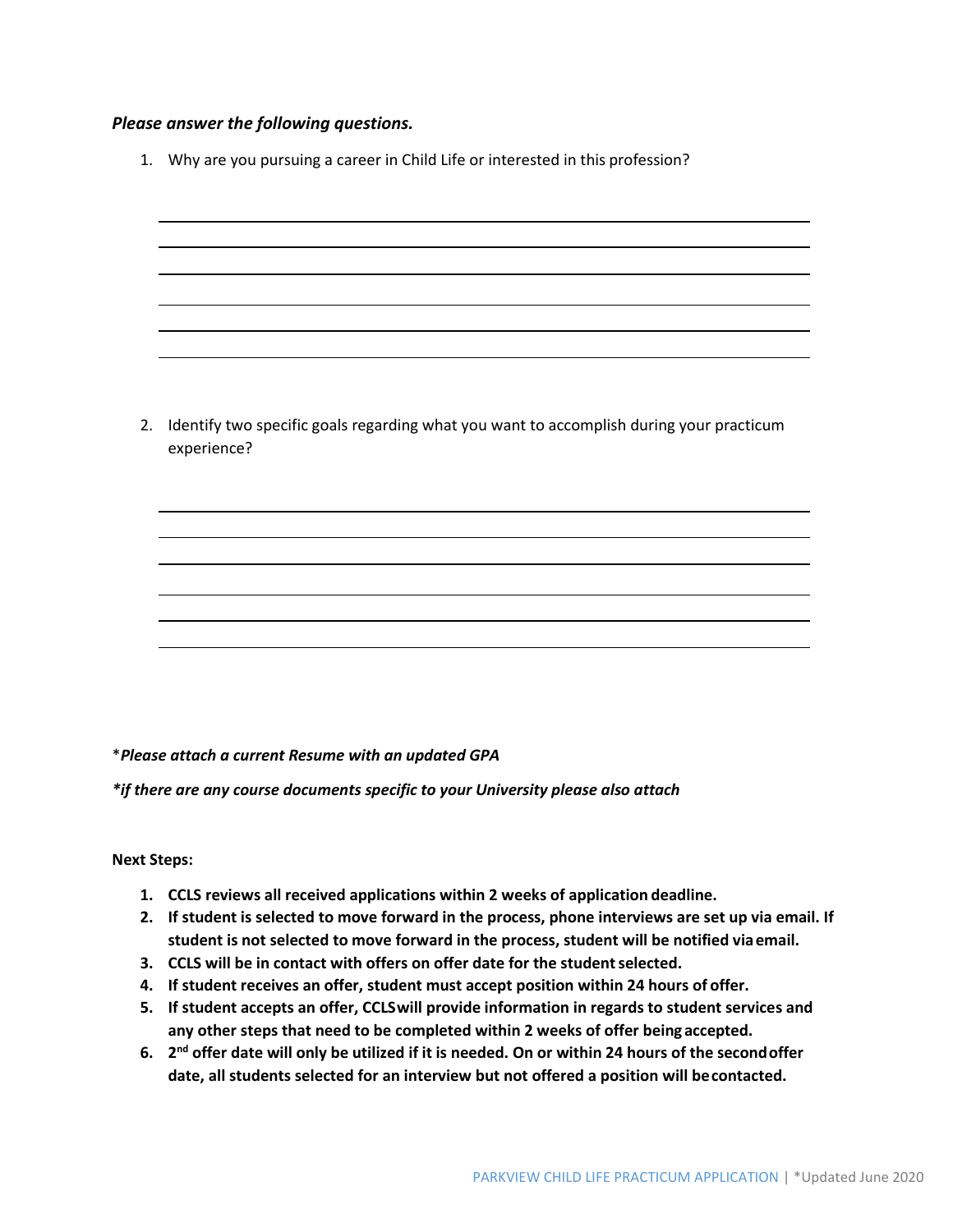***Please answer the following questions.***

1. Why are you pursuing a career in Child Life or interested in this profession?

2. Identify two specific goals regarding what you want to accomplish during your practicum experience?

\****Please attach a current Resume with an updated GPA***

***\*if there are any course documents specific to your University please also attach***

**Next Steps:**

1. **CCLS reviews all received applications within 2 weeks of application deadline.**
2. **If student is selected to move forward in the process, phone interviews are set up via email. If student is not selected to move forward in the process, student will be notified via email.**
3. **CCLS will be in contact with offers on offer date for the student selected.**
4. **If student receives an offer, student must accept position within 24 hours of offer.**
5. **If student accepts an offer, CCLS will provide information in regards to student services and any other steps that need to be completed within 2 weeks of offer being accepted.**
6. **2nd offer date will only be utilized if it is needed. On or within 24 hours of the second offer date, all students selected for an interview but not offered a position will be contacted.**